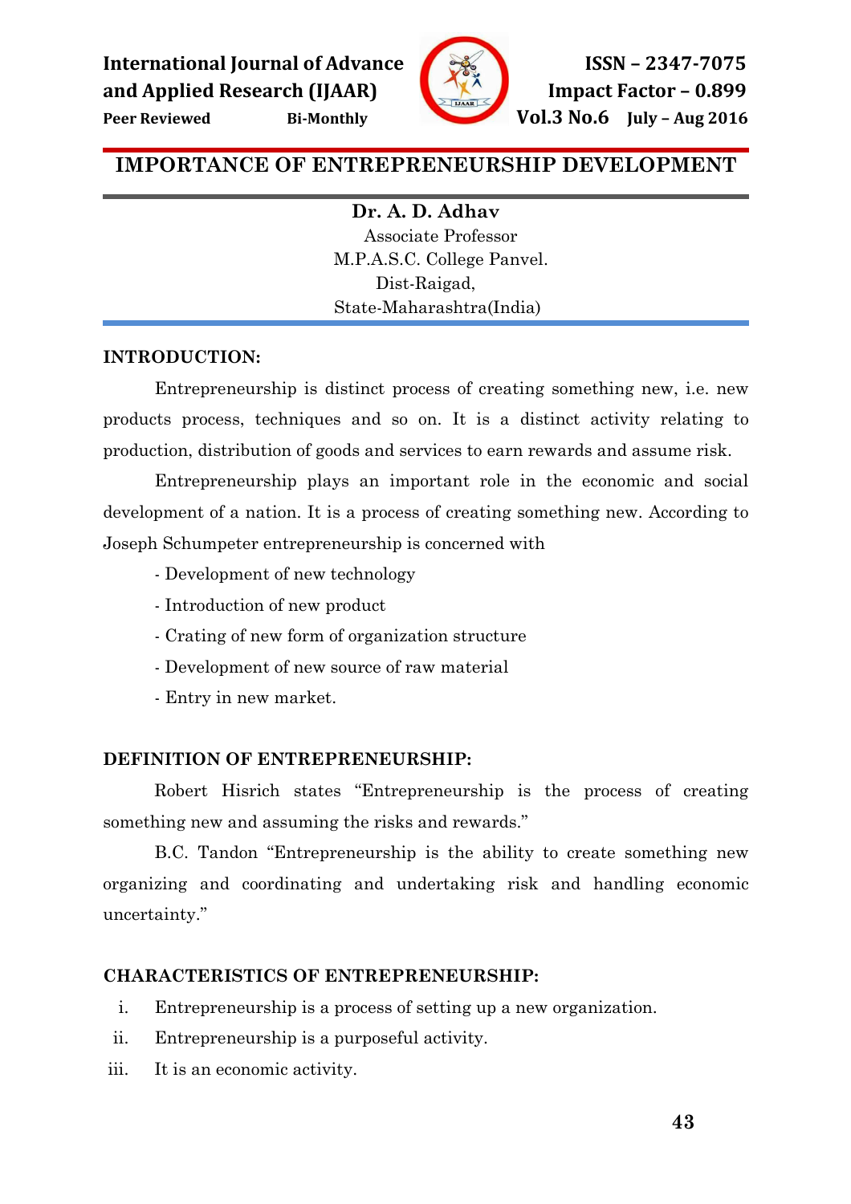# IMPORTANCE OF ENTREPRENEURSHIP DEVELOPMENT

**Dr. A. D. Adhav**
Associate Professor
M.P.A.S.C. College Panvel.
Dist-Raigad,
State-Maharashtra(India)

## INTRODUCTION:

Entrepreneurship is distinct process of creating something new, i.e. new products process, techniques and so on. It is a distinct activity relating to production, distribution of goods and services to earn rewards and assume risk.

Entrepreneurship plays an important role in the economic and social development of a nation. It is a process of creating something new. According to Joseph Schumpeter entrepreneurship is concerned with

- Development of new technology
- Introduction of new product
- Crating of new form of organization structure
- Development of new source of raw material
- Entry in new market.

## DEFINITION OF ENTREPRENEURSHIP:

Robert Hisrich states "Entrepreneurship is the process of creating something new and assuming the risks and rewards."

B.C. Tandon "Entrepreneurship is the ability to create something new organizing and coordinating and undertaking risk and handling economic uncertainty."

## CHARACTERISTICS OF ENTREPRENEURSHIP:

i. Entrepreneurship is a process of setting up a new organization.
ii. Entrepreneurship is a purposeful activity.
iii. It is an economic activity.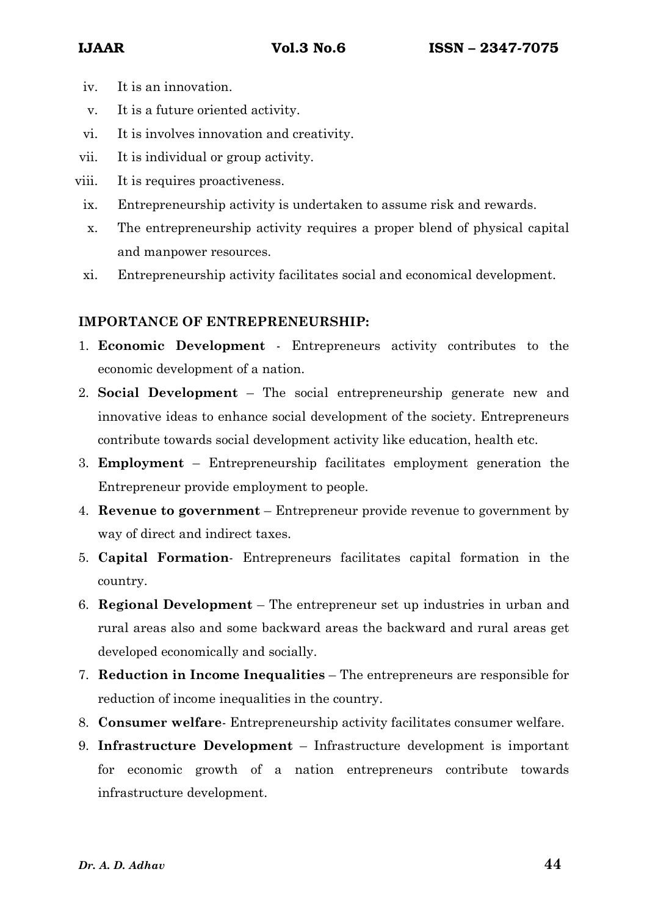iv. It is an innovation.
v. It is a future oriented activity.
vi. It is involves innovation and creativity.
vii. It is individual or group activity.
viii. It is requires proactiveness.
ix. Entrepreneurship activity is undertaken to assume risk and rewards.
x. The entrepreneurship activity requires a proper blend of physical capital and manpower resources.
xi. Entrepreneurship activity facilitates social and economical development.

**IMPORTANCE OF ENTREPRENEURSHIP:**

1. **Economic Development** - Entrepreneurs activity contributes to the economic development of a nation.
2. **Social Development** – The social entrepreneurship generate new and innovative ideas to enhance social development of the society. Entrepreneurs contribute towards social development activity like education, health etc.
3. **Employment** – Entrepreneurship facilitates employment generation the Entrepreneur provide employment to people.
4. **Revenue to government** – Entrepreneur provide revenue to government by way of direct and indirect taxes.
5. **Capital Formation**- Entrepreneurs facilitates capital formation in the country.
6. **Regional Development** – The entrepreneur set up industries in urban and rural areas also and some backward areas the backward and rural areas get developed economically and socially.
7. **Reduction in Income Inequalities** – The entrepreneurs are responsible for reduction of income inequalities in the country.
8. **Consumer welfare**- Entrepreneurship activity facilitates consumer welfare.
9. **Infrastructure Development** – Infrastructure development is important for economic growth of a nation entrepreneurs contribute towards infrastructure development.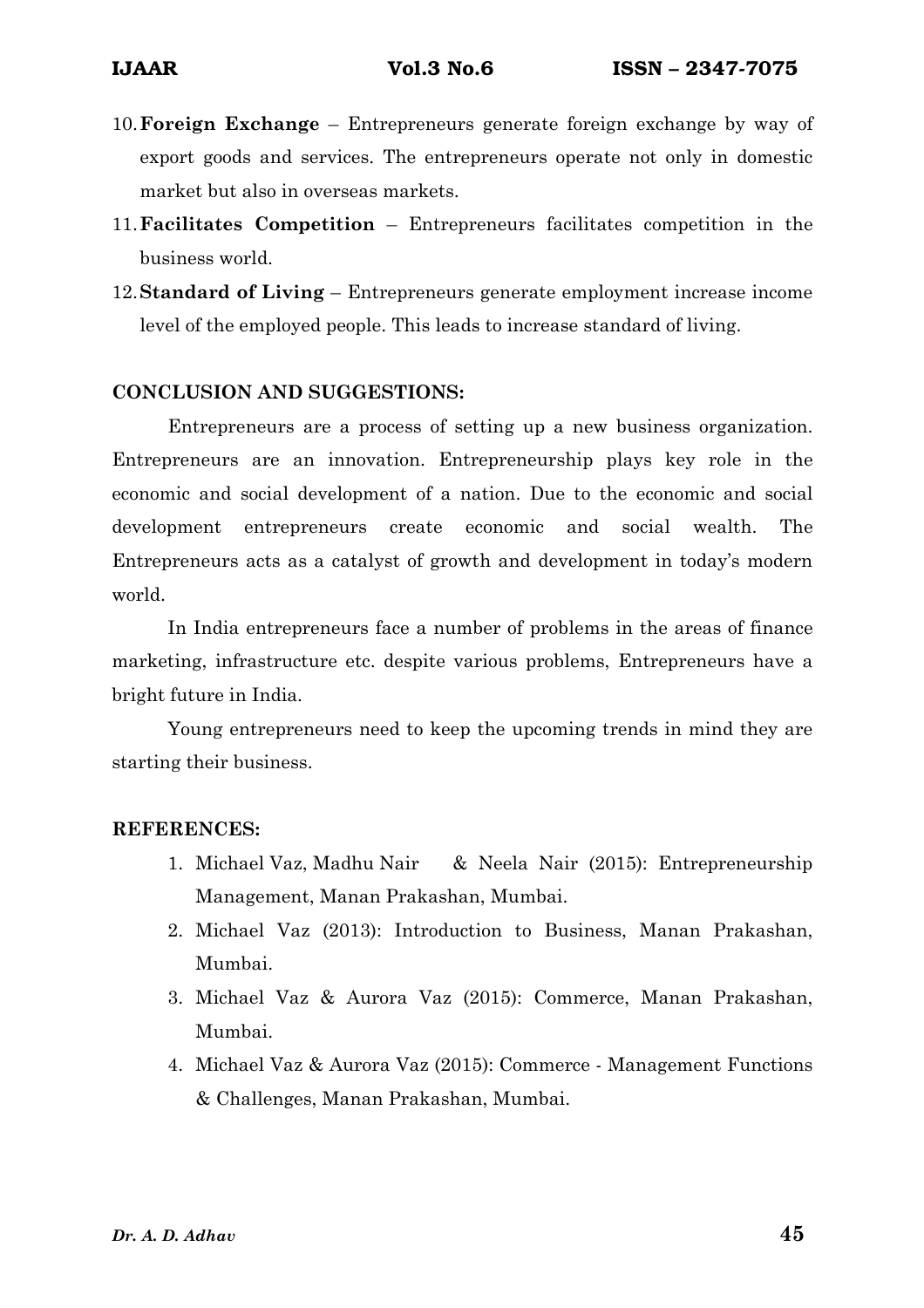10. **Foreign Exchange** – Entrepreneurs generate foreign exchange by way of export goods and services. The entrepreneurs operate not only in domestic market but also in overseas markets.
11. **Facilitates Competition** – Entrepreneurs facilitates competition in the business world.
12. **Standard of Living** – Entrepreneurs generate employment increase income level of the employed people. This leads to increase standard of living.

## CONCLUSION AND SUGGESTIONS:

Entrepreneurs are a process of setting up a new business organization. Entrepreneurs are an innovation. Entrepreneurship plays key role in the economic and social development of a nation. Due to the economic and social development entrepreneurs create economic and social wealth. The Entrepreneurs acts as a catalyst of growth and development in today's modern world.

In India entrepreneurs face a number of problems in the areas of finance marketing, infrastructure etc. despite various problems, Entrepreneurs have a bright future in India.

Young entrepreneurs need to keep the upcoming trends in mind they are starting their business.

## REFERENCES:

1. Michael Vaz, Madhu Nair & Neela Nair (2015): Entrepreneurship Management, Manan Prakashan, Mumbai.
2. Michael Vaz (2013): Introduction to Business, Manan Prakashan, Mumbai.
3. Michael Vaz & Aurora Vaz (2015): Commerce, Manan Prakashan, Mumbai.
4. Michael Vaz & Aurora Vaz (2015): Commerce - Management Functions & Challenges, Manan Prakashan, Mumbai.